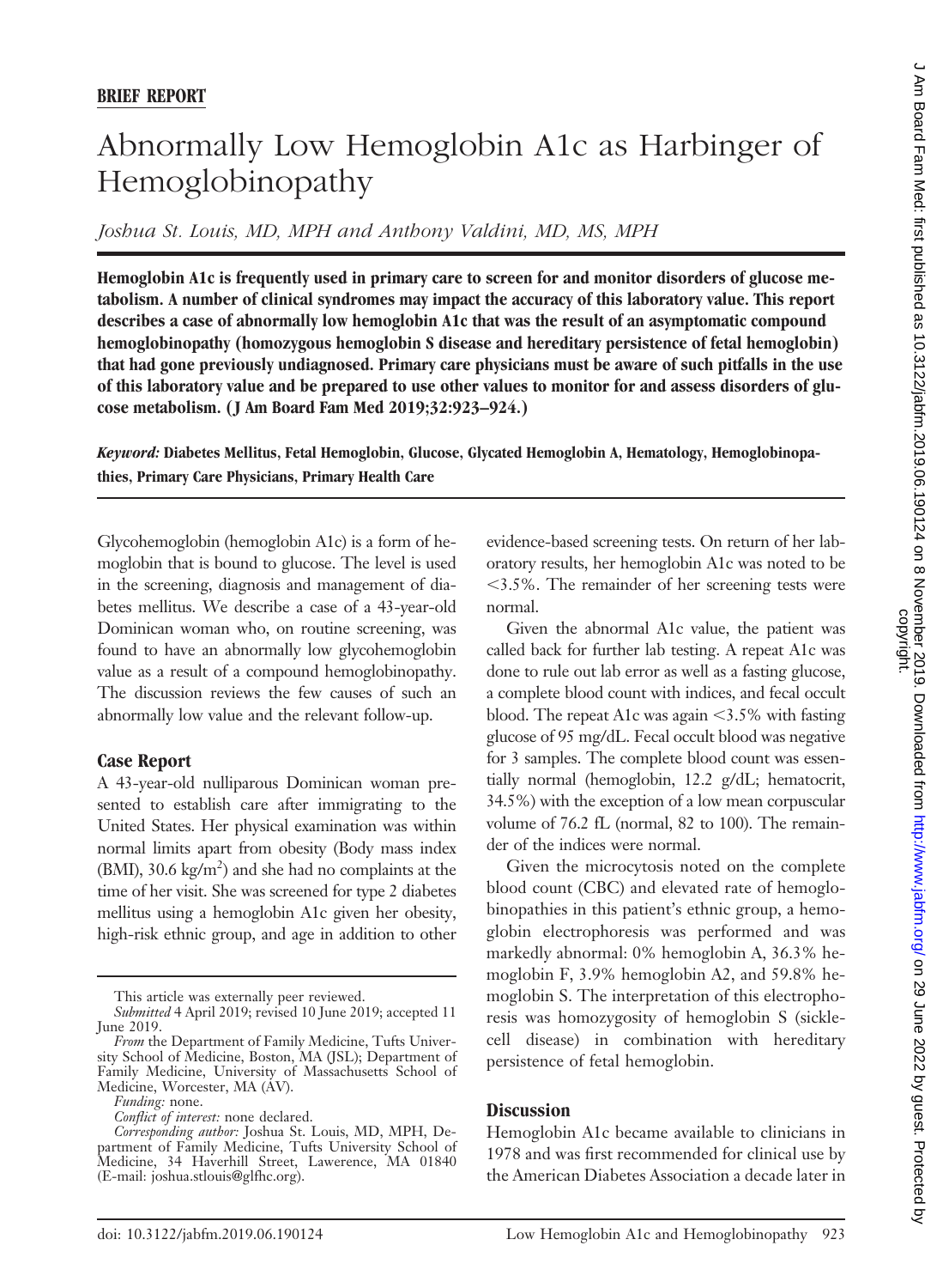**BRIEF REPORT**

# Abnormally Low Hemoglobin A1c as Harbinger of Hemoglobinopathy

*Joshua St. Louis, MD, MPH and Anthony Valdini, MD, MS, MPH*

**Hemoglobin A1c is frequently used in primary care to screen for and monitor disorders of glucose metabolism. A number of clinical syndromes may impact the accuracy of this laboratory value. This report describes a case of abnormally low hemoglobin A1c that was the result of an asymptomatic compound hemoglobinopathy (homozygous hemoglobin S disease and hereditary persistence of fetal hemoglobin) that had gone previously undiagnosed. Primary care physicians must be aware of such pitfalls in the use of this laboratory value and be prepared to use other values to monitor for and assess disorders of glucose metabolism. (J Am Board Fam Med 2019;32:923–924.)**

*Keyword:* **Diabetes Mellitus, Fetal Hemoglobin, Glucose, Glycated Hemoglobin A, Hematology, Hemoglobinopathies, Primary Care Physicians, Primary Health Care**

Glycohemoglobin (hemoglobin A1c) is a form of hemoglobin that is bound to glucose. The level is used in the screening, diagnosis and management of diabetes mellitus. We describe a case of a 43-year-old Dominican woman who, on routine screening, was found to have an abnormally low glycohemoglobin value as a result of a compound hemoglobinopathy. The discussion reviews the few causes of such an abnormally low value and the relevant follow-up.

## Case Report

A 43-year-old nulliparous Dominican woman presented to establish care after immigrating to the United States. Her physical examination was within normal limits apart from obesity (Body mass index (BMI), 30.6 kg/m$^2$) and she had no complaints at the time of her visit. She was screened for type 2 diabetes mellitus using a hemoglobin A1c given her obesity, high-risk ethnic group, and age in addition to other evidence-based screening tests. On return of her laboratory results, her hemoglobin A1c was noted to be <3.5%. The remainder of her screening tests were normal.

Given the abnormal A1c value, the patient was called back for further lab testing. A repeat A1c was done to rule out lab error as well as a fasting glucose, a complete blood count with indices, and fecal occult blood. The repeat A1c was again <3.5% with fasting glucose of 95 mg/dL. Fecal occult blood was negative for 3 samples. The complete blood count was essentially normal (hemoglobin, 12.2 g/dL; hematocrit, 34.5%) with the exception of a low mean corpuscular volume of 76.2 fL (normal, 82 to 100). The remainder of the indices were normal.

Given the microcytosis noted on the complete blood count (CBC) and elevated rate of hemoglobinopathies in this patient's ethnic group, a hemoglobin electrophoresis was performed and was markedly abnormal: 0% hemoglobin A, 36.3% hemoglobin F, 3.9% hemoglobin A2, and 59.8% hemoglobin S. The interpretation of this electrophoresis was homozygosity of hemoglobin S (sickle-cell disease) in combination with hereditary persistence of fetal hemoglobin.

## Discussion

Hemoglobin A1c became available to clinicians in 1978 and was first recommended for clinical use by the American Diabetes Association a decade later in

This article was externally peer reviewed.

*Submitted* 4 April 2019; revised 10 June 2019; accepted 11 June 2019.

*From* the Department of Family Medicine, Tufts University School of Medicine, Boston, MA (JSL); Department of Family Medicine, University of Massachusetts School of Medicine, Worcester, MA (AV).

*Funding:* none.

*Conflict of interest:* none declared.

*Corresponding author:* Joshua St. Louis, MD, MPH, Department of Family Medicine, Tufts University School of Medicine, 34 Haverhill Street, Lawerence, MA 01840 (E-mail: joshua.stlouis@glfhc.org).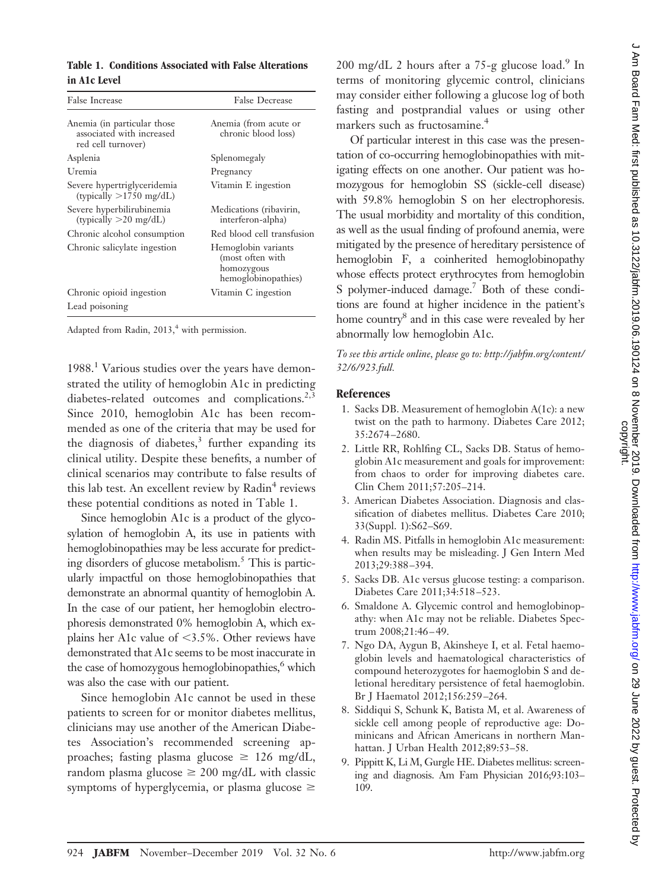**Table 1. Conditions Associated with False Alterations in A1c Level**

| False Increase | False Decrease |
|---|---|
| Anemia (in particular those associated with increased red cell turnover) | Anemia (from acute or chronic blood loss) |
| Asplenia | Splenomegaly |
| Uremia | Pregnancy |
| Severe hypertriglyceridemia (typically >1750 mg/dL) | Vitamin E ingestion |
| Severe hyperbilirubinemia (typically >20 mg/dL) | Medications (ribavirin, interferon-alpha) |
| Chronic alcohol consumption | Red blood cell transfusion |
| Chronic salicylate ingestion | Hemoglobin variants (most often with homozygous hemoglobinopathies) |
| Chronic opioid ingestion | Vitamin C ingestion |
| Lead poisoning | |

Adapted from Radin, 2013,[4] with permission.

1988.[1] Various studies over the years have demonstrated the utility of hemoglobin A1c in predicting diabetes-related outcomes and complications.[2,3] Since 2010, hemoglobin A1c has been recommended as one of the criteria that may be used for the diagnosis of diabetes,[3] further expanding its clinical utility. Despite these benefits, a number of clinical scenarios may contribute to false results of this lab test. An excellent review by Radin[4] reviews these potential conditions as noted in Table 1.

Since hemoglobin A1c is a product of the glycosylation of hemoglobin A, its use in patients with hemoglobinopathies may be less accurate for predicting disorders of glucose metabolism.[5] This is particularly impactful on those hemoglobinopathies that demonstrate an abnormal quantity of hemoglobin A. In the case of our patient, her hemoglobin electrophoresis demonstrated 0% hemoglobin A, which explains her A1c value of <3.5%. Other reviews have demonstrated that A1c seems to be most inaccurate in the case of homozygous hemoglobinopathies,[6] which was also the case with our patient.

Since hemoglobin A1c cannot be used in these patients to screen for or monitor diabetes mellitus, clinicians may use another of the American Diabetes Association's recommended screening approaches; fasting plasma glucose ≥ 126 mg/dL, random plasma glucose ≥ 200 mg/dL with classic symptoms of hyperglycemia, or plasma glucose ≥ 200 mg/dL 2 hours after a 75-g glucose load.[9] In terms of monitoring glycemic control, clinicians may consider either following a glucose log of both fasting and postprandial values or using other markers such as fructosamine.[4]

Of particular interest in this case was the presentation of co-occurring hemoglobinopathies with mitigating effects on one another. Our patient was homozygous for hemoglobin SS (sickle-cell disease) with 59.8% hemoglobin S on her electrophoresis. The usual morbidity and mortality of this condition, as well as the usual finding of profound anemia, were mitigated by the presence of hereditary persistence of hemoglobin F, a coinherited hemoglobinopathy whose effects protect erythrocytes from hemoglobin S polymer-induced damage.[7] Both of these conditions are found at higher incidence in the patient's home country[8] and in this case were revealed by her abnormally low hemoglobin A1c.

*To see this article online, please go to: http://jabfm.org/content/32/6/923.full.*

## References

1. Sacks DB. Measurement of hemoglobin A(1c): a new twist on the path to harmony. Diabetes Care 2012; 35:2674–2680.
2. Little RR, Rohlfing CL, Sacks DB. Status of hemoglobin A1c measurement and goals for improvement: from chaos to order for improving diabetes care. Clin Chem 2011;57:205–214.
3. American Diabetes Association. Diagnosis and classification of diabetes mellitus. Diabetes Care 2010; 33(Suppl. 1):S62–S69.
4. Radin MS. Pitfalls in hemoglobin A1c measurement: when results may be misleading. J Gen Intern Med 2013;29:388–394.
5. Sacks DB. A1c versus glucose testing: a comparison. Diabetes Care 2011;34:518–523.
6. Smaldone A. Glycemic control and hemoglobinopathy: when A1c may not be reliable. Diabetes Spectrum 2008;21:46–49.
7. Ngo DA, Aygun B, Akinsheye I, et al. Fetal haemoglobin levels and haematological characteristics of compound heterozygotes for haemoglobin S and deletional hereditary persistence of fetal haemoglobin. Br J Haematol 2012;156:259–264.
8. Siddiqui S, Schunk K, Batista M, et al. Awareness of sickle cell among people of reproductive age: Dominicans and African Americans in northern Manhattan. J Urban Health 2012;89:53–58.
9. Pippitt K, Li M, Gurgle HE. Diabetes mellitus: screening and diagnosis. Am Fam Physician 2016;93:103–109.